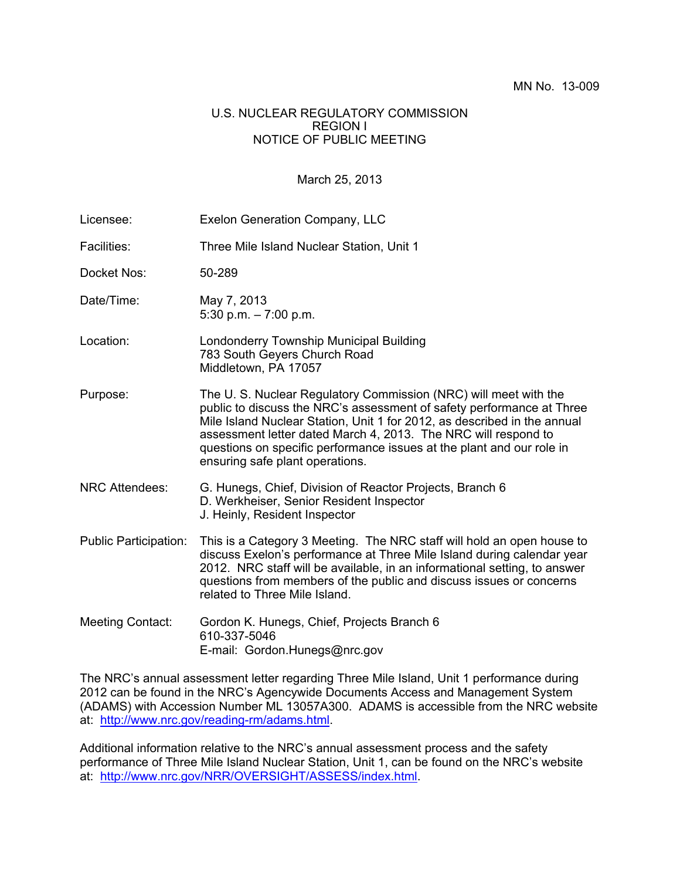MN No. 13-009

U.S. NUCLEAR REGULATORY COMMISSION
REGION I
NOTICE OF PUBLIC MEETING

March 25, 2013

| | |
|---|---|
| Licensee: | Exelon Generation Company, LLC |
| Facilities: | Three Mile Island Nuclear Station, Unit 1 |
| Docket Nos: | 50-289 |
| Date/Time: | May 7, 2013<br>5:30 p.m. – 7:00 p.m. |
| Location: | Londonderry Township Municipal Building<br>783 South Geyers Church Road<br>Middletown, PA 17057 |
| Purpose: | The U. S. Nuclear Regulatory Commission (NRC) will meet with the public to discuss the NRC's assessment of safety performance at Three Mile Island Nuclear Station, Unit 1 for 2012, as described in the annual assessment letter dated March 4, 2013. The NRC will respond to questions on specific performance issues at the plant and our role in ensuring safe plant operations. |
| NRC Attendees: | G. Hunegs, Chief, Division of Reactor Projects, Branch 6<br>D. Werkheiser, Senior Resident Inspector<br>J. Heinly, Resident Inspector |
| Public Participation: | This is a Category 3 Meeting. The NRC staff will hold an open house to discuss Exelon's performance at Three Mile Island during calendar year 2012. NRC staff will be available, in an informational setting, to answer questions from members of the public and discuss issues or concerns related to Three Mile Island. |
| Meeting Contact: | Gordon K. Hunegs, Chief, Projects Branch 6<br>610-337-5046<br>E-mail: Gordon.Hunegs@nrc.gov |

The NRC's annual assessment letter regarding Three Mile Island, Unit 1 performance during 2012 can be found in the NRC's Agencywide Documents Access and Management System (ADAMS) with Accession Number ML 13057A300. ADAMS is accessible from the NRC website at: http://www.nrc.gov/reading-rm/adams.html.

Additional information relative to the NRC's annual assessment process and the safety performance of Three Mile Island Nuclear Station, Unit 1, can be found on the NRC's website at: http://www.nrc.gov/NRR/OVERSIGHT/ASSESS/index.html.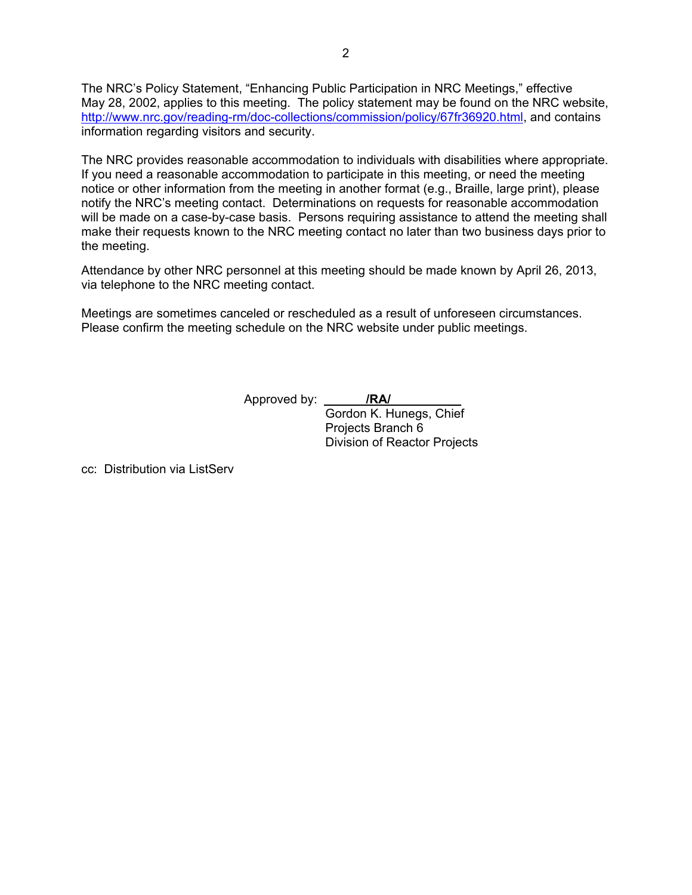The NRC's Policy Statement, "Enhancing Public Participation in NRC Meetings," effective May 28, 2002, applies to this meeting. The policy statement may be found on the NRC website, http://www.nrc.gov/reading-rm/doc-collections/commission/policy/67fr36920.html, and contains information regarding visitors and security.

The NRC provides reasonable accommodation to individuals with disabilities where appropriate. If you need a reasonable accommodation to participate in this meeting, or need the meeting notice or other information from the meeting in another format (e.g., Braille, large print), please notify the NRC's meeting contact. Determinations on requests for reasonable accommodation will be made on a case-by-case basis. Persons requiring assistance to attend the meeting shall make their requests known to the NRC meeting contact no later than two business days prior to the meeting.

Attendance by other NRC personnel at this meeting should be made known by April 26, 2013, via telephone to the NRC meeting contact.

Meetings are sometimes canceled or rescheduled as a result of unforeseen circumstances. Please confirm the meeting schedule on the NRC website under public meetings.

Approved by: **/RA/**
Gordon K. Hunegs, Chief
Projects Branch 6
Division of Reactor Projects

cc: Distribution via ListServ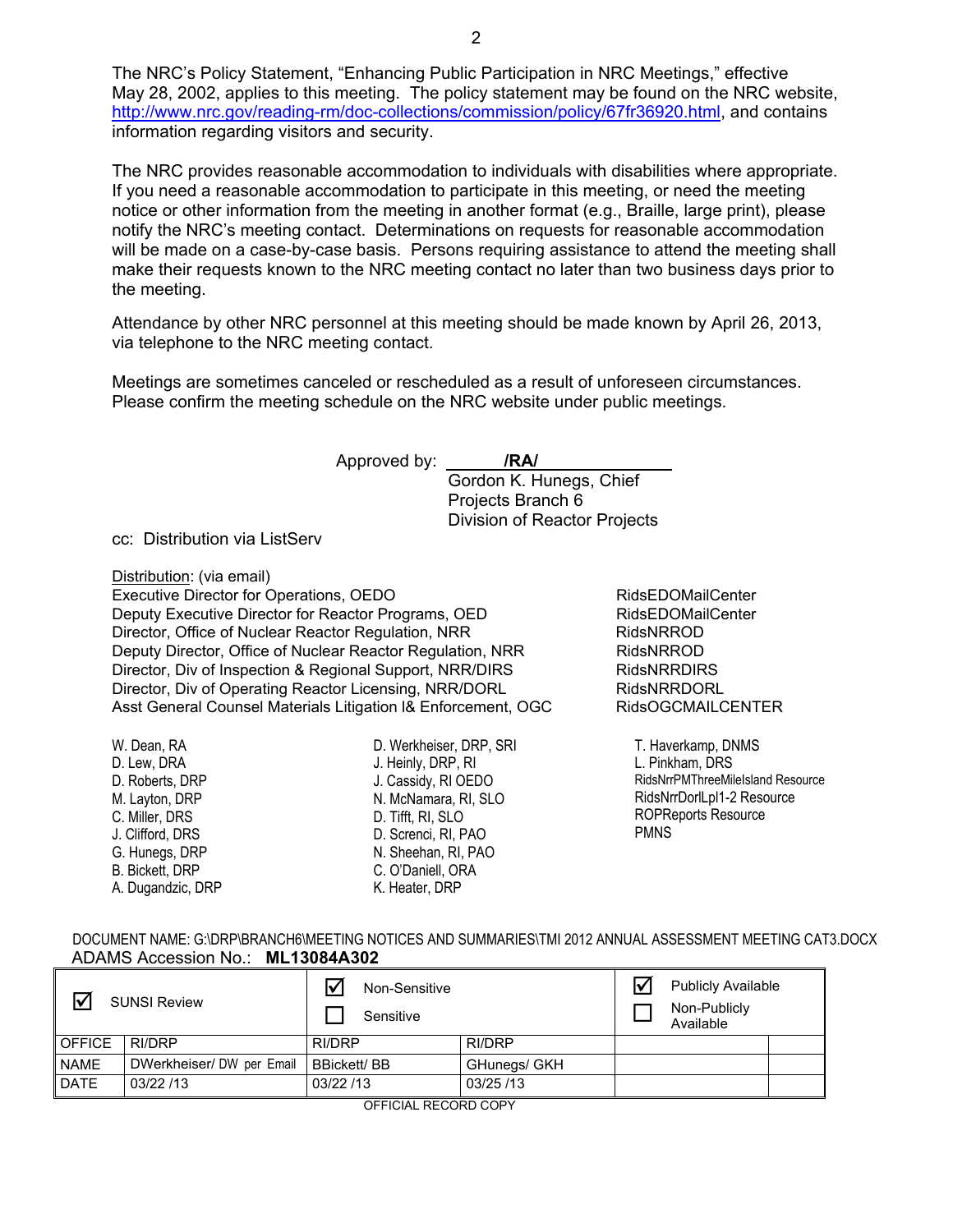The NRC's Policy Statement, "Enhancing Public Participation in NRC Meetings," effective May 28, 2002, applies to this meeting. The policy statement may be found on the NRC website, http://www.nrc.gov/reading-rm/doc-collections/commission/policy/67fr36920.html, and contains information regarding visitors and security.

The NRC provides reasonable accommodation to individuals with disabilities where appropriate. If you need a reasonable accommodation to participate in this meeting, or need the meeting notice or other information from the meeting in another format (e.g., Braille, large print), please notify the NRC's meeting contact. Determinations on requests for reasonable accommodation will be made on a case-by-case basis. Persons requiring assistance to attend the meeting shall make their requests known to the NRC meeting contact no later than two business days prior to the meeting.

Attendance by other NRC personnel at this meeting should be made known by April 26, 2013, via telephone to the NRC meeting contact.

Meetings are sometimes canceled or rescheduled as a result of unforeseen circumstances. Please confirm the meeting schedule on the NRC website under public meetings.

Approved by: **/RA/**
Gordon K. Hunegs, Chief
Projects Branch 6
Division of Reactor Projects

cc: Distribution via ListServ

Distribution: (via email)

| | |
|---|---|
| Executive Director for Operations, OEDO | RidsEDOMailCenter |
| Deputy Executive Director for Reactor Programs, OED | RidsEDOMailCenter |
| Director, Office of Nuclear Reactor Regulation, NRR | RidsNRROD |
| Deputy Director, Office of Nuclear Reactor Regulation, NRR | RidsNRROD |
| Director, Div of Inspection & Regional Support, NRR/DIRS | RidsNRRDIRS |
| Director, Div of Operating Reactor Licensing, NRR/DORL | RidsNRRDORL |
| Asst General Counsel Materials Litigation I& Enforcement, OGC | RidsOGCMAILCENTER |

| | | |
|---|---|---|
| W. Dean, RA | D. Werkheiser, DRP, SRI | T. Haverkamp, DNMS |
| D. Lew, DRA | J. Heinly, DRP, RI | L. Pinkham, DRS |
| D. Roberts, DRP | J. Cassidy, RI OEDO | RidsNrrPMThreeMileIsland Resource |
| M. Layton, DRP | N. McNamara, RI, SLO | RidsNrrDorlLpl1-2 Resource |
| C. Miller, DRS | D. Tifft, RI, SLO | ROPReports Resource |
| J. Clifford, DRS | D. Screnci, RI, PAO | PMNS |
| G. Hunegs, DRP | N. Sheehan, RI, PAO | |
| B. Bickett, DRP | C. O'Daniell, ORA | |
| A. Dugandzic, DRP | K. Heater, DRP | |

DOCUMENT NAME: G:\DRP\BRANCH6\MEETING NOTICES AND SUMMARIES\TMI 2012 ANNUAL ASSESSMENT MEETING CAT3.DOCX
ADAMS Accession No.: **ML13084A302**

| ☑ SUNSI Review | ☑ Non-Sensitive ☐ Sensitive | | ☑ Publicly Available ☐ Non-Publicly Available | |
|---|---|---|---|---|
| OFFICE | RI/DRP | RI/DRP | RI/DRP | | |
| NAME | DWerkheiser/ DW per Email | BBickett/ BB | GHunegs/ GKH | | |
| DATE | 03/22 /13 | 03/22 /13 | 03/25 /13 | | |

OFFICIAL RECORD COPY